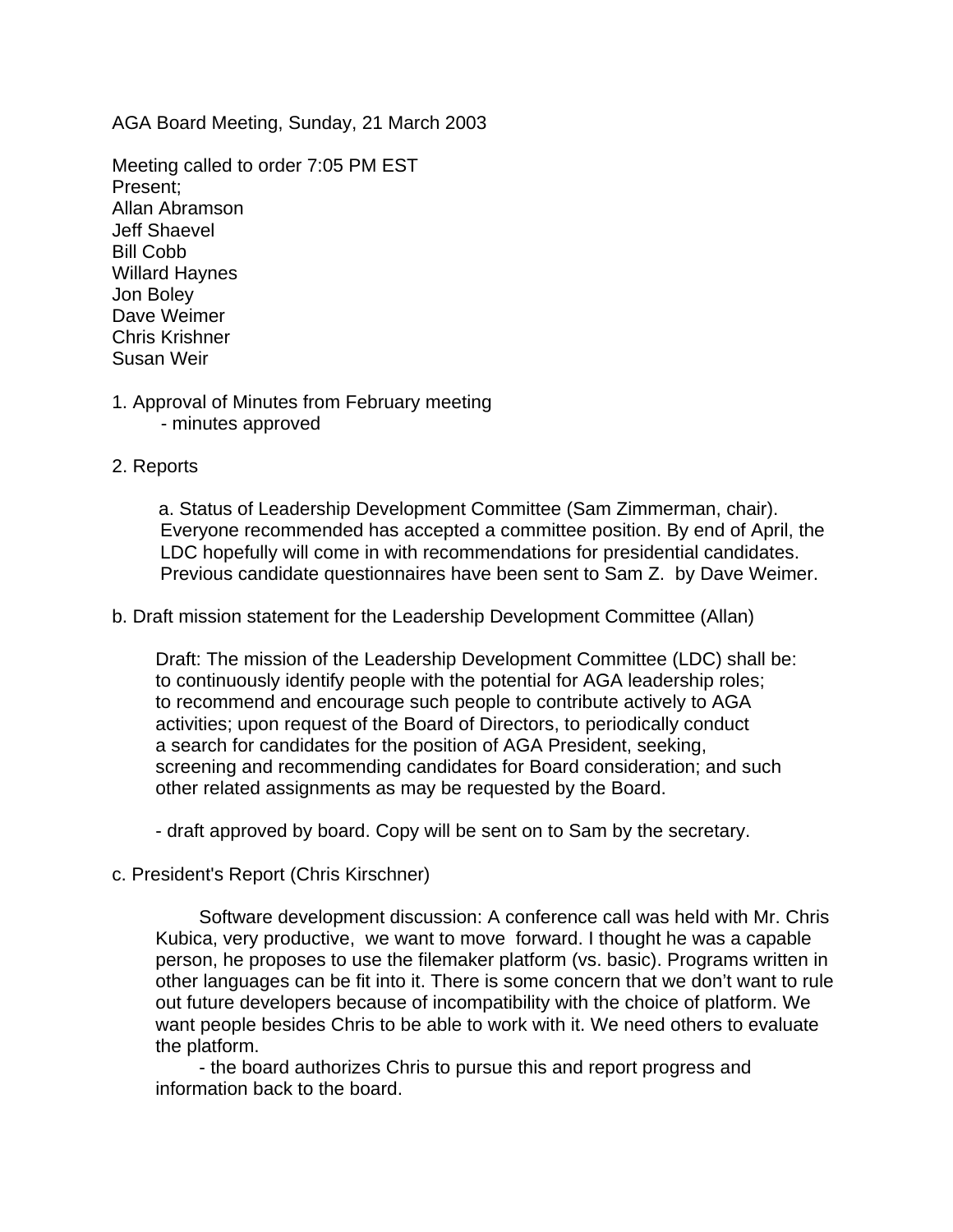AGA Board Meeting, Sunday, 21 March 2003

Meeting called to order 7:05 PM EST

Present;

Allan Abramson
Jeff Shaevel
Bill Cobb
Willard Haynes
Jon Boley
Dave Weimer
Chris Krishner
Susan Weir

1. Approval of Minutes from February meeting
   - minutes approved

2. Reports

   a. Status of Leadership Development Committee (Sam Zimmerman, chair). Everyone recommended has accepted a committee position. By end of April, the LDC hopefully will come in with recommendations for presidential candidates. Previous candidate questionnaires have been sent to Sam Z. by Dave Weimer.

b. Draft mission statement for the Leadership Development Committee (Allan)

   Draft: The mission of the Leadership Development Committee (LDC) shall be: to continuously identify people with the potential for AGA leadership roles; to recommend and encourage such people to contribute actively to AGA activities; upon request of the Board of Directors, to periodically conduct a search for candidates for the position of AGA President, seeking, screening and recommending candidates for Board consideration; and such other related assignments as may be requested by the Board.

   - draft approved by board. Copy will be sent on to Sam by the secretary.

c. President's Report (Chris Kirschner)

   Software development discussion: A conference call was held with Mr. Chris Kubica, very productive, we want to move forward. I thought he was a capable person, he proposes to use the filemaker platform (vs. basic). Programs written in other languages can be fit into it. There is some concern that we don't want to rule out future developers because of incompatibility with the choice of platform. We want people besides Chris to be able to work with it. We need others to evaluate the platform.

   - the board authorizes Chris to pursue this and report progress and information back to the board.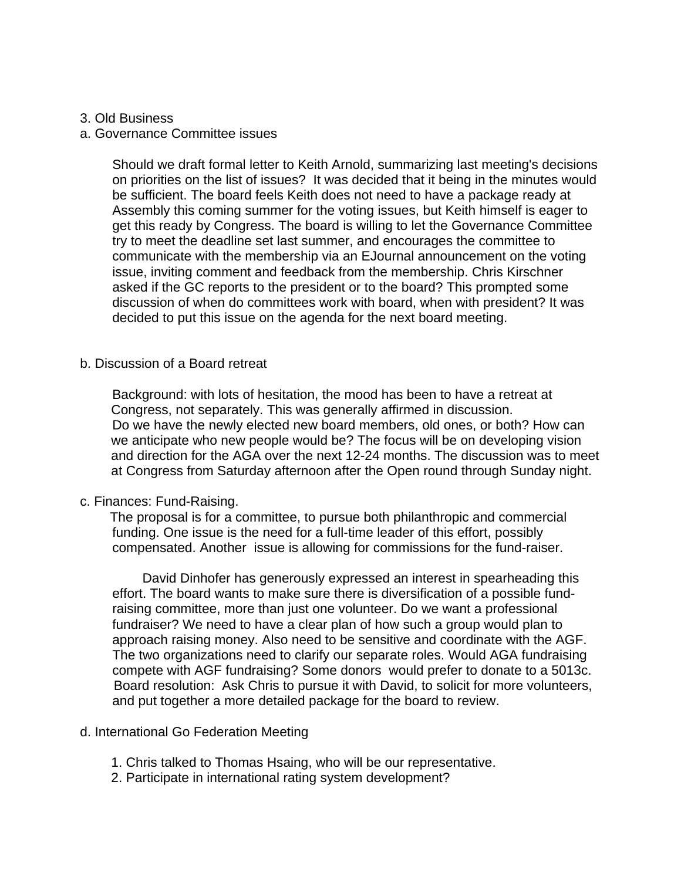3. Old Business

a. Governance Committee issues

Should we draft formal letter to Keith Arnold, summarizing last meeting's decisions on priorities on the list of issues? It was decided that it being in the minutes would be sufficient. The board feels Keith does not need to have a package ready at Assembly this coming summer for the voting issues, but Keith himself is eager to get this ready by Congress. The board is willing to let the Governance Committee try to meet the deadline set last summer, and encourages the committee to communicate with the membership via an EJournal announcement on the voting issue, inviting comment and feedback from the membership. Chris Kirschner asked if the GC reports to the president or to the board? This prompted some discussion of when do committees work with board, when with president? It was decided to put this issue on the agenda for the next board meeting.

b. Discussion of a Board retreat

Background: with lots of hesitation, the mood has been to have a retreat at Congress, not separately. This was generally affirmed in discussion.
Do we have the newly elected new board members, old ones, or both? How can we anticipate who new people would be? The focus will be on developing vision and direction for the AGA over the next 12-24 months. The discussion was to meet at Congress from Saturday afternoon after the Open round through Sunday night.

c. Finances: Fund-Raising.

The proposal is for a committee, to pursue both philanthropic and commercial funding. One issue is the need for a full-time leader of this effort, possibly compensated. Another issue is allowing for commissions for the fund-raiser.

David Dinhofer has generously expressed an interest in spearheading this effort. The board wants to make sure there is diversification of a possible fund-raising committee, more than just one volunteer. Do we want a professional fundraiser? We need to have a clear plan of how such a group would plan to approach raising money. Also need to be sensitive and coordinate with the AGF. The two organizations need to clarify our separate roles. Would AGA fundraising compete with AGF fundraising? Some donors would prefer to donate to a 5013c.
Board resolution: Ask Chris to pursue it with David, to solicit for more volunteers, and put together a more detailed package for the board to review.

d. International Go Federation Meeting

1. Chris talked to Thomas Hsaing, who will be our representative.
2. Participate in international rating system development?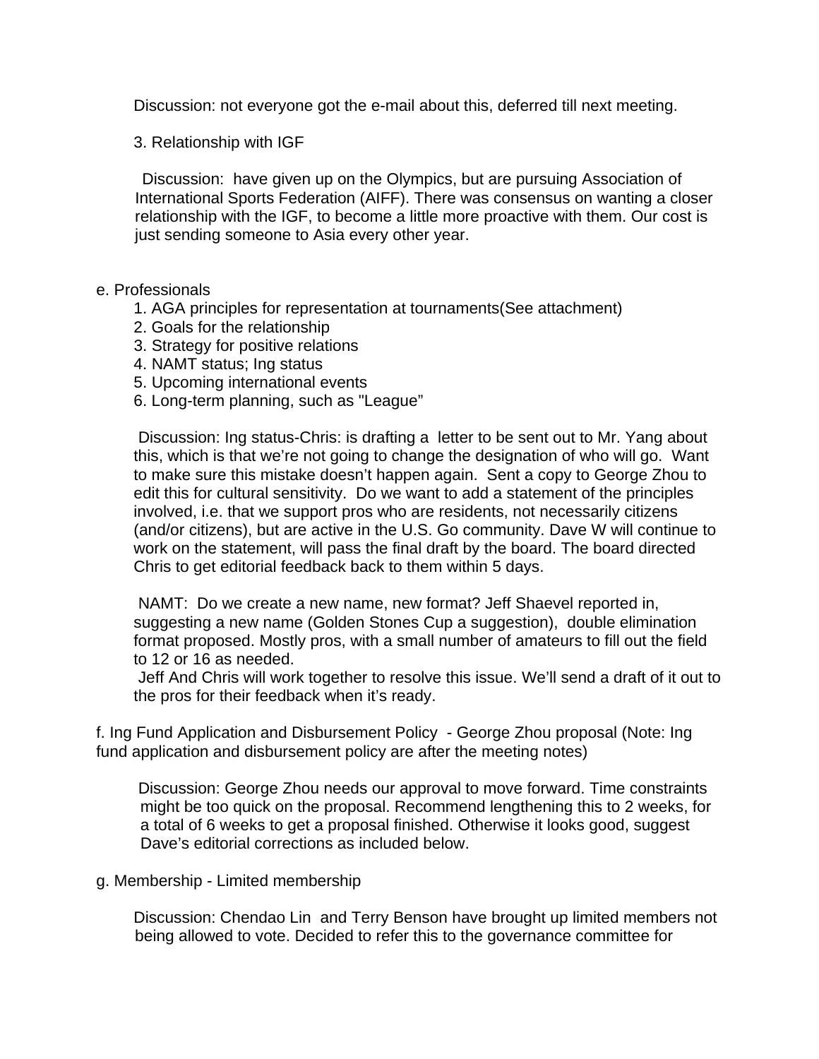Discussion: not everyone got the e-mail about this, deferred till next meeting.

3. Relationship with IGF

Discussion: have given up on the Olympics, but are pursuing Association of International Sports Federation (AIFF). There was consensus on wanting a closer relationship with the IGF, to become a little more proactive with them. Our cost is just sending someone to Asia every other year.

e. Professionals

1. AGA principles for representation at tournaments(See attachment)
2. Goals for the relationship
3. Strategy for positive relations
4. NAMT status; Ing status
5. Upcoming international events
6. Long-term planning, such as "League"

Discussion: Ing status-Chris: is drafting a letter to be sent out to Mr. Yang about this, which is that we're not going to change the designation of who will go. Want to make sure this mistake doesn't happen again. Sent a copy to George Zhou to edit this for cultural sensitivity. Do we want to add a statement of the principles involved, i.e. that we support pros who are residents, not necessarily citizens (and/or citizens), but are active in the U.S. Go community. Dave W will continue to work on the statement, will pass the final draft by the board. The board directed Chris to get editorial feedback back to them within 5 days.

NAMT: Do we create a new name, new format? Jeff Shaevel reported in, suggesting a new name (Golden Stones Cup a suggestion), double elimination format proposed. Mostly pros, with a small number of amateurs to fill out the field to 12 or 16 as needed.

Jeff And Chris will work together to resolve this issue. We'll send a draft of it out to the pros for their feedback when it's ready.

f. Ing Fund Application and Disbursement Policy - George Zhou proposal (Note: Ing fund application and disbursement policy are after the meeting notes)

Discussion: George Zhou needs our approval to move forward. Time constraints might be too quick on the proposal. Recommend lengthening this to 2 weeks, for a total of 6 weeks to get a proposal finished. Otherwise it looks good, suggest Dave's editorial corrections as included below.

g. Membership - Limited membership

Discussion: Chendao Lin and Terry Benson have brought up limited members not being allowed to vote. Decided to refer this to the governance committee for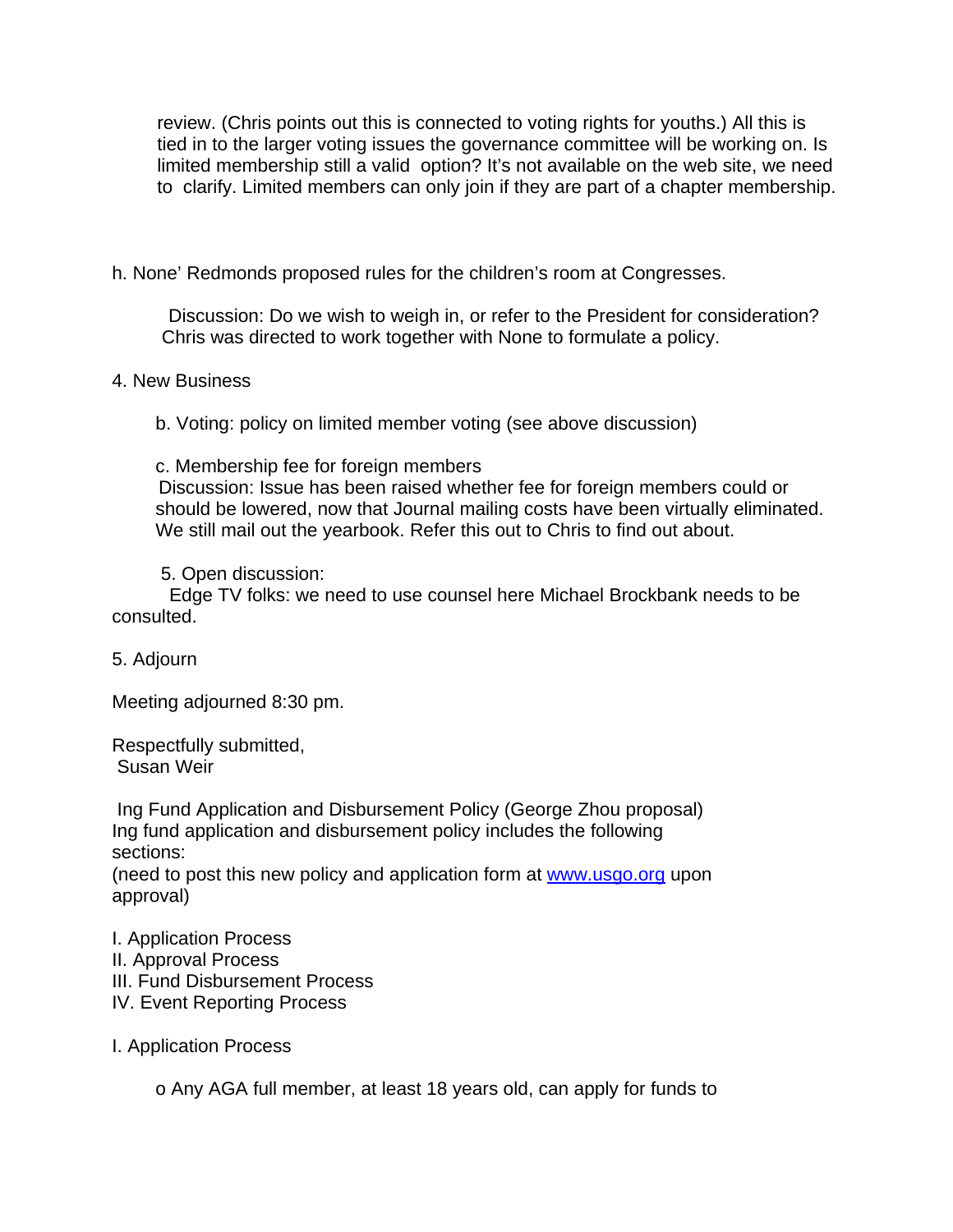review. (Chris points out this is connected to voting rights for youths.) All this is tied in to the larger voting issues the governance committee will be working on. Is limited membership still a valid option? It's not available on the web site, we need to clarify. Limited members can only join if they are part of a chapter membership.

h. None' Redmonds proposed rules for the children's room at Congresses.

Discussion: Do we wish to weigh in, or refer to the President for consideration? Chris was directed to work together with None to formulate a policy.

4. New Business

b. Voting: policy on limited member voting (see above discussion)

c. Membership fee for foreign members
Discussion: Issue has been raised whether fee for foreign members could or should be lowered, now that Journal mailing costs have been virtually eliminated. We still mail out the yearbook. Refer this out to Chris to find out about.

5. Open discussion:
Edge TV folks: we need to use counsel here Michael Brockbank needs to be consulted.

5. Adjourn

Meeting adjourned 8:30 pm.

Respectfully submitted,
Susan Weir

Ing Fund Application and Disbursement Policy (George Zhou proposal)
Ing fund application and disbursement policy includes the following sections:
(need to post this new policy and application form at [www.usgo.org](http://www.usgo.org) upon approval)

I. Application Process
II. Approval Process
III. Fund Disbursement Process
IV. Event Reporting Process

I. Application Process

o Any AGA full member, at least 18 years old, can apply for funds to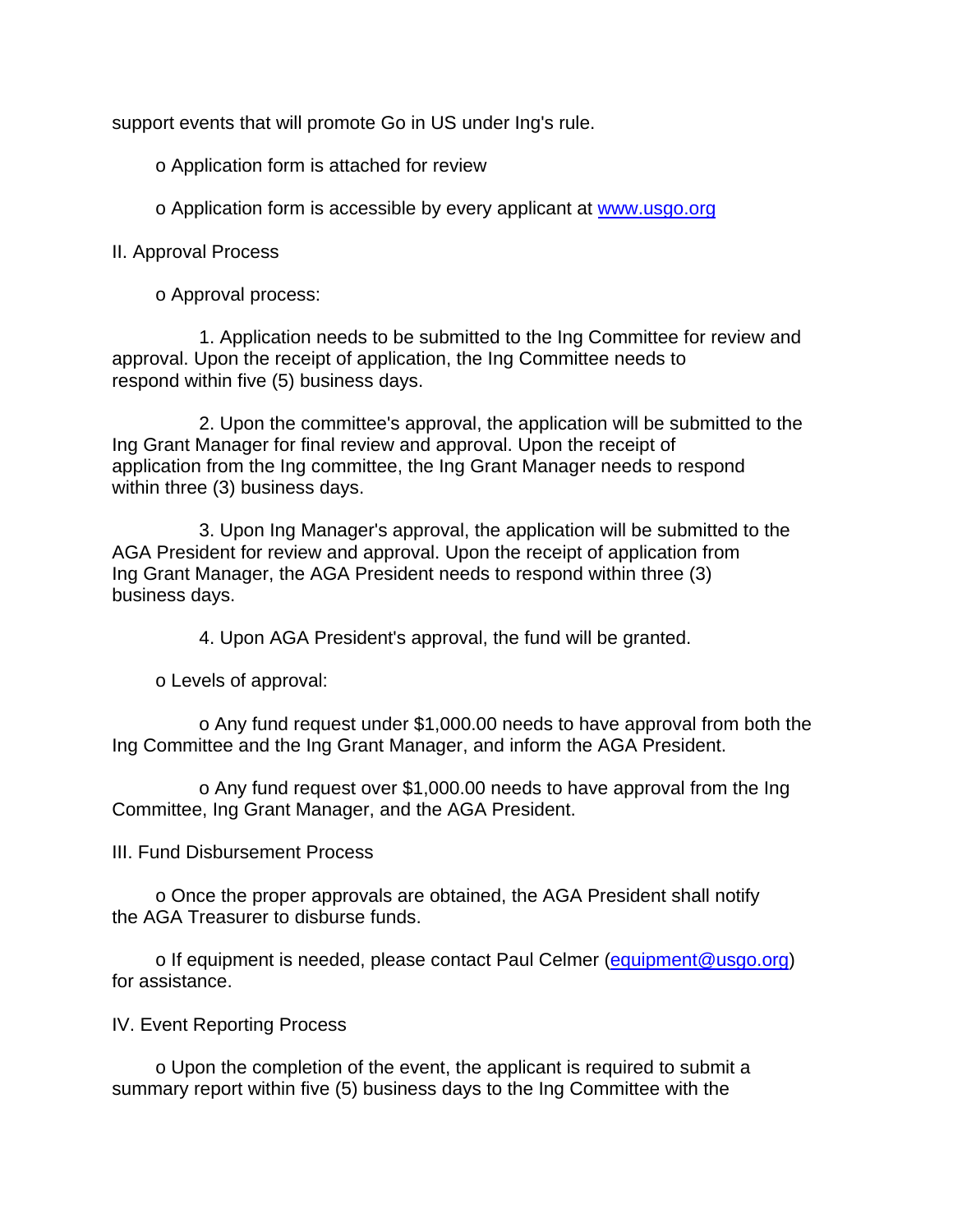support events that will promote Go in US under Ing's rule.

- Application form is attached for review
- Application form is accessible by every applicant at [www.usgo.org](http://www.usgo.org)

II. Approval Process

- Approval process:

  1. Application needs to be submitted to the Ing Committee for review and approval. Upon the receipt of application, the Ing Committee needs to respond within five (5) business days.

  2. Upon the committee's approval, the application will be submitted to the Ing Grant Manager for final review and approval. Upon the receipt of application from the Ing committee, the Ing Grant Manager needs to respond within three (3) business days.

  3. Upon Ing Manager's approval, the application will be submitted to the AGA President for review and approval. Upon the receipt of application from Ing Grant Manager, the AGA President needs to respond within three (3) business days.

  4. Upon AGA President's approval, the fund will be granted.

- Levels of approval:

  - Any fund request under $1,000.00 needs to have approval from both the Ing Committee and the Ing Grant Manager, and inform the AGA President.

  - Any fund request over $1,000.00 needs to have approval from the Ing Committee, Ing Grant Manager, and the AGA President.

III. Fund Disbursement Process

- Once the proper approvals are obtained, the AGA President shall notify the AGA Treasurer to disburse funds.

- If equipment is needed, please contact Paul Celmer ([equipment@usgo.org](mailto:equipment@usgo.org)) for assistance.

IV. Event Reporting Process

- Upon the completion of the event, the applicant is required to submit a summary report within five (5) business days to the Ing Committee with the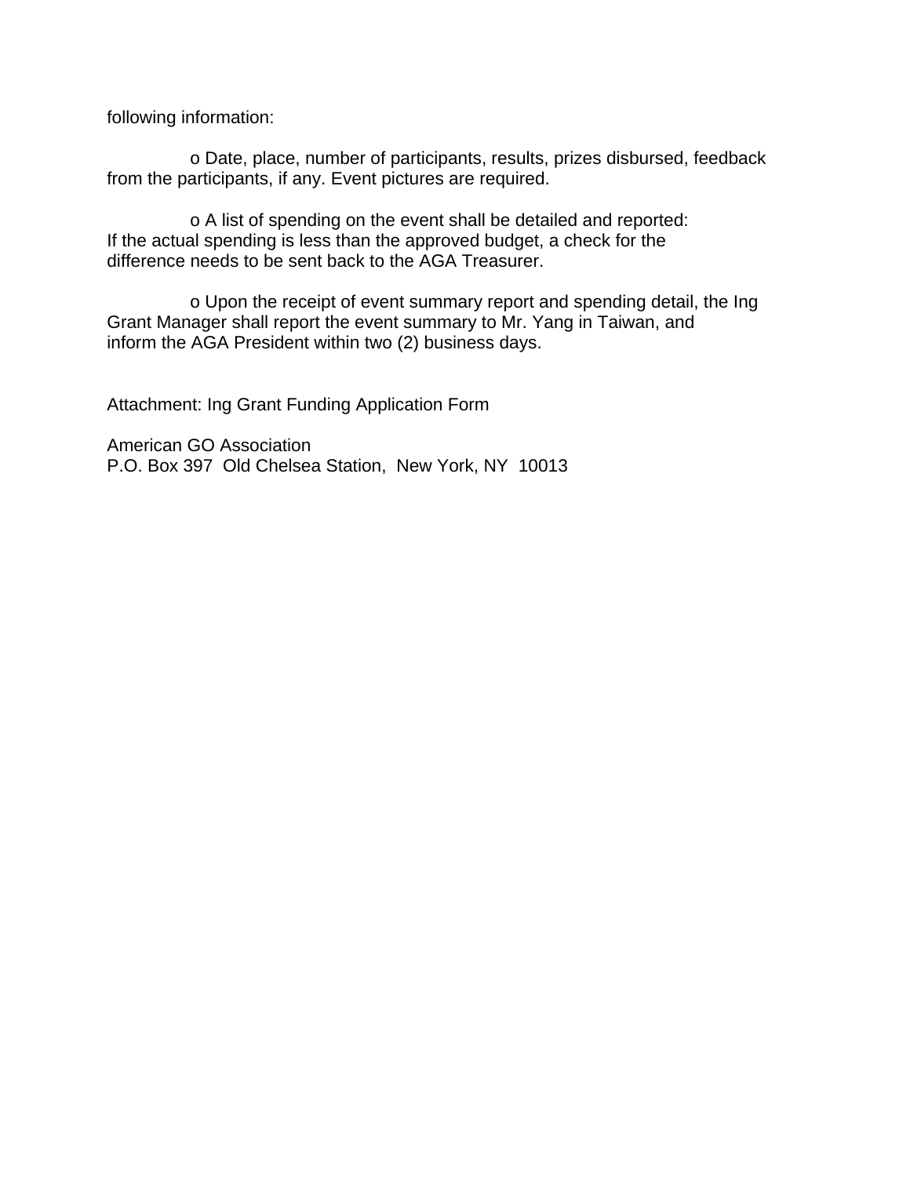following information:

- o Date, place, number of participants, results, prizes disbursed, feedback from the participants, if any. Event pictures are required.

- o A list of spending on the event shall be detailed and reported: If the actual spending is less than the approved budget, a check for the difference needs to be sent back to the AGA Treasurer.

- o Upon the receipt of event summary report and spending detail, the Ing Grant Manager shall report the event summary to Mr. Yang in Taiwan, and inform the AGA President within two (2) business days.

Attachment: Ing Grant Funding Application Form

American GO Association
P.O. Box 397 Old Chelsea Station, New York, NY 10013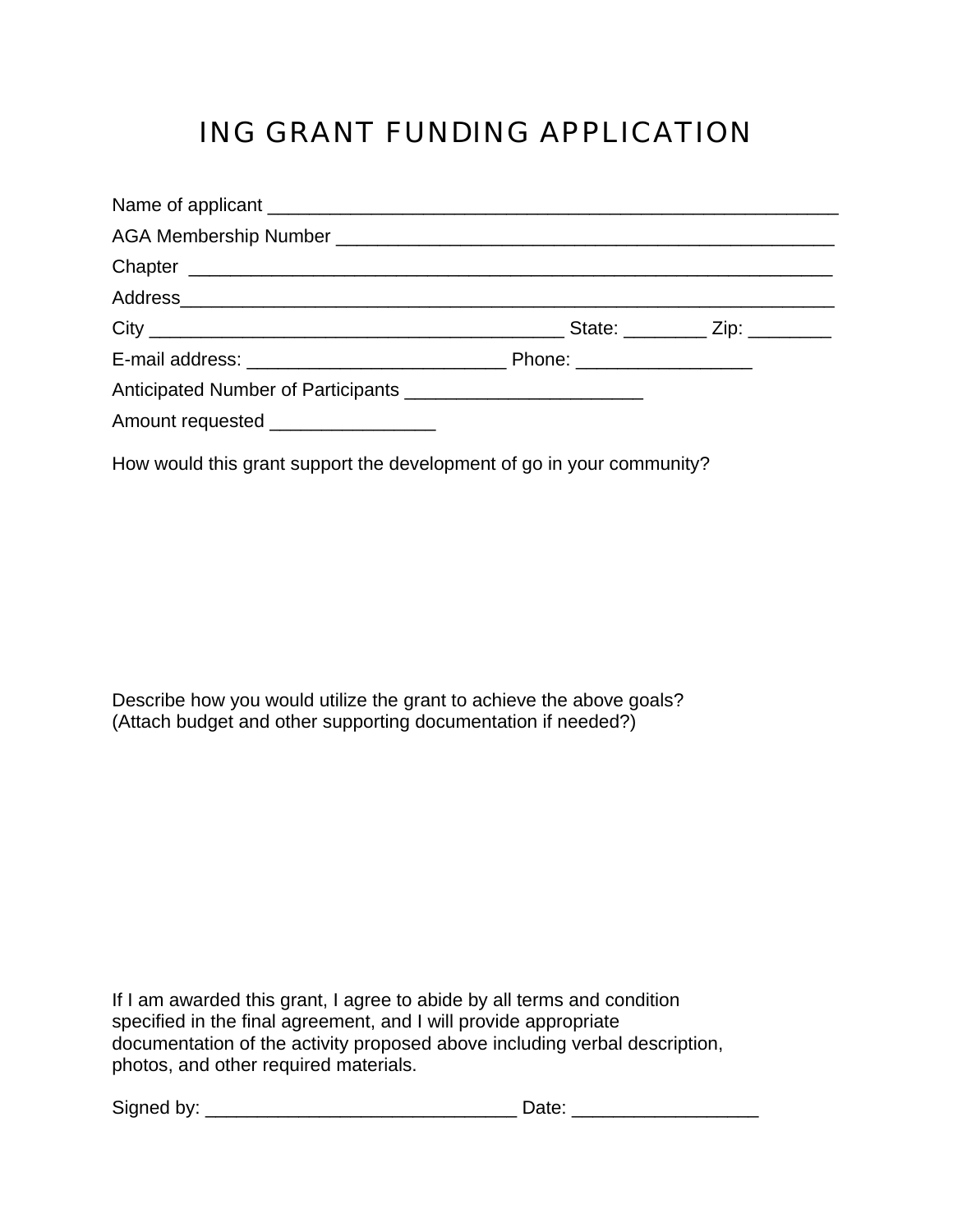# ING GRANT FUNDING APPLICATION

Name of applicant _______________________________________________________

AGA Membership Number ________________________________________________

Chapter ______________________________________________________________

Address_______________________________________________________________

City ________________________________________ State: ________ Zip: ________

E-mail address: _________________________ Phone: _________________

Anticipated Number of Participants _______________________

Amount requested ________________

How would this grant support the development of go in your community?

Describe how you would utilize the grant to achieve the above goals?
(Attach budget and other supporting documentation if needed?)

If I am awarded this grant, I agree to abide by all terms and condition specified in the final agreement, and I will provide appropriate documentation of the activity proposed above including verbal description, photos, and other required materials.

Signed by: _______________________________ Date: __________________